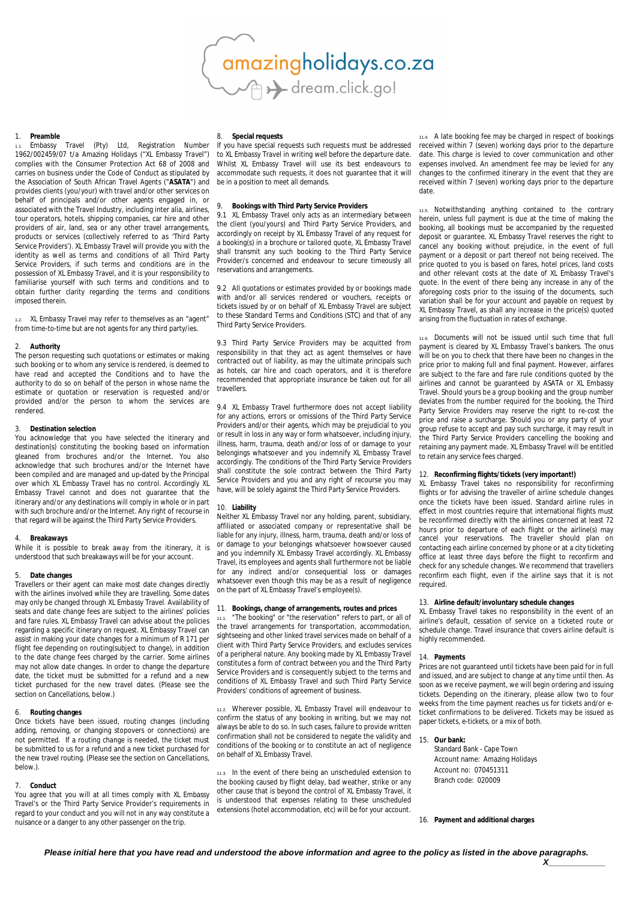amazingholidays.co.za

dream.click.go!

1. **Preamble**

1.1. Embassy Travel (Pty) Ltd, Registration Number 1962/002459/07 t/a Amazing Holidays ("XL Embassy Travel") complies with the Consumer Protection Act 68 of 2008 and carries on business under the Code of Conduct as stipulated by the Association of South African Travel Agents ("**ASATA**") and provides clients (you/your) with travel and/or other services on behalf of principals and/or other agents engaged in, or associated with the Travel Industry, including inter alia, airlines, tour operators, hotels, shipping companies, car hire and other providers of air, land, sea or any other travel arrangements, products or services (collectively referred to as 'Third Party Service Providers'). XL Embassy Travel will provide you with the identity as well as terms and conditions of all Third Party Service Providers, if such terms and conditions are in the possession of XL Embassy Travel, and it is your responsibility to familiarise yourself with such terms and conditions and to obtain further clarity regarding the terms and conditions imposed therein.

1.2. XL Embassy Travel may refer to themselves as an "agent" from time-to-time but are not agents for any third party/ies.

2. **Authority**

The person requesting such quotations or estimates or making such booking or to whom any service is rendered, is deemed to have read and accepted the Conditions and to have the authority to do so on behalf of the person in whose name the estimate or quotation or reservation is requested and/or provided and/or the person to whom the services are rendered.

3. **Destination selection**

You acknowledge that you have selected the itinerary and destination(s) constituting the booking based on information gleaned from brochures and/or the Internet. You also acknowledge that such brochures and/or the Internet have been compiled and are managed and up-dated by the Principal over which XL Embassy Travel has no control. Accordingly XL Embassy Travel cannot and does not guarantee that the itinerary and/or any destinations will comply in whole or in part with such brochure and/or the Internet. Any right of recourse in that regard will be against the Third Party Service Providers.

4. **Breakaways**

While it is possible to break away from the itinerary, it is understood that such breakaways will be for your account.

5. **Date changes**

Travellers or their agent can make most date changes directly with the airlines involved while they are travelling. Some dates may only be changed through XL Embassy Travel. Availability of seats and date change fees are subject to the airlines' policies and fare rules. XL Embassy Travel can advise about the policies regarding a specific itinerary on request. XL Embassy Travel can assist in making your date changes for a minimum of R 171 per flight fee depending on routing(subject to change), in addition to the date change fees charged by the carrier. Some airlines may not allow date changes. In order to change the departure date, the ticket must be submitted for a refund and a new ticket purchased for the new travel dates. (Please see the section on Cancellations, below.)

6. **Routing changes**

Once tickets have been issued, routing changes (including adding, removing, or changing stopovers or connections) are not permitted. If a routing change is needed, the ticket must be submitted to us for a refund and a new ticket purchased for the new travel routing. (Please see the section on Cancellations, below.).

7. **Conduct**

You agree that you will at all times comply with XL Embassy Travel's or the Third Party Service Provider's requirements in regard to your conduct and you will not in any way constitute a nuisance or a danger to any other passenger on the trip.

8. **Special requests**

If you have special requests such requests must be addressed to XL Embassy Travel in writing well before the departure date. Whilst XL Embassy Travel will use its best endeavours to accommodate such requests, it does not guarantee that it will be in a position to meet all demands.

9. **Bookings with Third Party Service Providers**

9.1 XL Embassy Travel only acts as an intermediary between the client (you/yours) and Third Party Service Providers, and accordingly on receipt by XL Embassy Travel of any request for a booking(s) in a brochure or tailored quote, XL Embassy Travel shall transmit any such booking to the Third Party Service Provider/s concerned and endeavour to secure timeously all reservations and arrangements.

9.2 All quotations or estimates provided by or bookings made with and/or all services rendered or vouchers, receipts or tickets issued by or on behalf of XL Embassy Travel are subject to these Standard Terms and Conditions (STC) and that of any Third Party Service Providers.

9.3 Third Party Service Providers may be acquitted from responsibility in that they act as agent themselves or have contracted out of liability, as may the ultimate principals such as hotels, car hire and coach operators, and it is therefore recommended that appropriate insurance be taken out for all travellers.

9.4 XL Embassy Travel furthermore does not accept liability for any actions, errors or omissions of the Third Party Service Providers and/or their agents, which may be prejudicial to you or result in loss in any way or form whatsoever, including injury, illness, harm, trauma, death and/or loss of or damage to your belongings whatsoever and you indemnify XL Embassy Travel accordingly. The conditions of the Third Party Service Providers shall constitute the sole contract between the Third Party Service Providers and you and any right of recourse you may have, will be solely against the Third Party Service Providers.

10. **Liability**

Neither XL Embassy Travel nor any holding, parent, subsidiary, affiliated or associated company or representative shall be liable for any injury, illness, harm, trauma, death and/or loss of or damage to your belongings whatsoever howsoever caused and you indemnify XL Embassy Travel accordingly. XL Embassy Travel, its employees and agents shall furthermore not be liable for any indirect and/or consequential loss or damages whatsoever even though this may be as a result of negligence on the part of XL Embassy Travel's employee(s).

11. **Bookings, change of arrangements, routes and prices**

11.1. "The booking" or "the reservation" refers to part, or all of the travel arrangements for transportation, accommodation, sightseeing and other linked travel services made on behalf of a client with Third Party Service Providers, and excludes services of a peripheral nature. Any booking made by XL Embassy Travel constitutes a form of contract between you and the Third Party Service Providers and is consequently subject to the terms and conditions of XL Embassy Travel and such Third Party Service Providers' conditions of agreement of business.

11.2. Wherever possible, XL Embassy Travel will endeavour to confirm the status of any booking in writing, but we may not always be able to do so. In such cases, failure to provide written confirmation shall not be considered to negate the validity and conditions of the booking or to constitute an act of negligence on behalf of XL Embassy Travel.

11.3. In the event of there being an unscheduled extension to the booking caused by flight delay, bad weather, strike or any other cause that is beyond the control of XL Embassy Travel, it is understood that expenses relating to these unscheduled extensions (hotel accommodation, etc) will be for your account.

11.4. A late booking fee may be charged in respect of bookings received within 7 (seven) working days prior to the departure date. This charge is levied to cover communication and other expenses involved. An amendment fee may be levied for any changes to the confirmed itinerary in the event that they are received within 7 (seven) working days prior to the departure date.

11.5. Notwithstanding anything contained to the contrary herein, unless full payment is due at the time of making the booking, all bookings must be accompanied by the requested deposit or guarantee. XL Embassy Travel reserves the right to cancel any booking without prejudice, in the event of full payment or a deposit or part thereof not being received. The price quoted to you is based on fares, hotel prices, land costs and other relevant costs at the date of XL Embassy Travel's quote. In the event of there being any increase in any of the aforegoing costs prior to the issuing of the documents, such variation shall be for your account and payable on request by XL Embassy Travel, as shall any increase in the price(s) quoted arising from the fluctuation in rates of exchange.

11.6. Documents will not be issued until such time that full payment is cleared by XL Embassy Travel's bankers. The onus will be on you to check that there have been no changes in the price prior to making full and final payment. However, airfares are subject to the fare and fare rule conditions quoted by the airlines and cannot be guaranteed by ASATA or XL Embassy Travel. Should yours be a group booking and the group number deviates from the number required for the booking, the Third Party Service Providers may reserve the right to re-cost the price and raise a surcharge. Should you or any party of your group refuse to accept and pay such surcharge, it may result in the Third Party Service Providers cancelling the booking and retaining any payment made. XL Embassy Travel will be entitled to retain any service fees charged.

12. **Reconfirming flights/tickets (very important!)**

XL Embassy Travel takes no responsibility for reconfirming flights or for advising the traveller of airline schedule changes once the tickets have been issued. Standard airline rules in effect in most countries require that international flights must be reconfirmed directly with the airlines concerned at least 72 hours prior to departure of each flight or the airline(s) may cancel your reservations. The traveller should plan on contacting each airline concerned by phone or at a city ticketing office at least three days before the flight to reconfirm and check for any schedule changes. We recommend that travellers reconfirm each flight, even if the airline says that it is not required.

13. **Airline default/involuntary schedule changes**

XL Embassy Travel takes no responsibility in the event of an airline's default, cessation of service on a ticketed route or schedule change. Travel insurance that covers airline default is highly recommended.

14. **Payments**

Prices are not guaranteed until tickets have been paid for in full and issued, and are subject to change at any time until then. As soon as we receive payment, we will begin ordering and issuing tickets. Depending on the itinerary, please allow two to four weeks from the time payment reaches us for tickets and/or e-ticket confirmations to be delivered. Tickets may be issued as paper tickets, e-tickets, or a mix of both.

15. **Our bank:**

Standard Bank - Cape Town
Account name: Amazing Holidays
Account no: 070451311
Branch code: 020009

16. **Payment and additional charges**

***Please initial here that you have read and understood the above information and agree to the policy as listed in the above paragraphs.***

**X**\_\_\_\_\_\_\_\_\_\_\_\_\_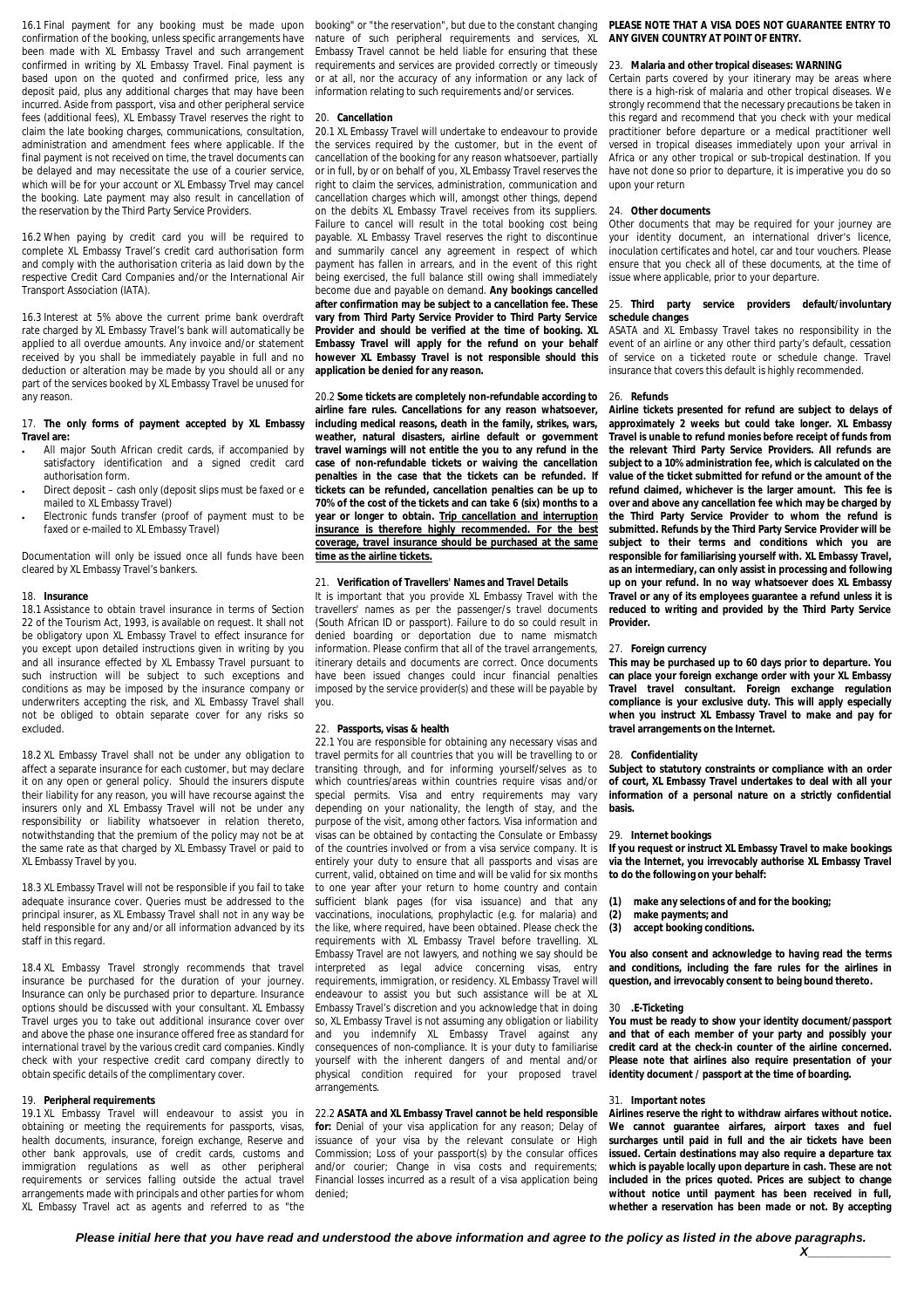16.1 Final payment for any booking must be made upon confirmation of the booking, unless specific arrangements have been made with XL Embassy Travel and such arrangement confirmed in writing by XL Embassy Travel. Final payment is based upon on the quoted and confirmed price, less any deposit paid, plus any additional charges that may have been incurred. Aside from passport, visa and other peripheral service fees (additional fees), XL Embassy Travel reserves the right to claim the late booking charges, communications, consultation, administration and amendment fees where applicable. If the final payment is not received on time, the travel documents can be delayed and may necessitate the use of a courier service, which will be for your account or XL Embassy Trvel may cancel the booking. Late payment may also result in cancellation of the reservation by the Third Party Service Providers.

16.2 When paying by credit card you will be required to complete XL Embassy Travel's credit card authorisation form and comply with the authorisation criteria as laid down by the respective Credit Card Companies and/or the International Air Transport Association (IATA).

16.3 Interest at 5% above the current prime bank overdraft rate charged by XL Embassy Travel's bank will automatically be applied to all overdue amounts. Any invoice and/or statement received by you shall be immediately payable in full and no deduction or alteration may be made by you should all or any part of the services booked by XL Embassy Travel be unused for any reason.

17. **The only forms of payment accepted by XL Embassy Travel are:**

- All major South African credit cards, if accompanied by satisfactory identification and a signed credit card authorisation form.
- Direct deposit – cash only (deposit slips must be faxed or e mailed to XL Embassy Travel)
- Electronic funds transfer (proof of payment must to be faxed or e-mailed to XL Embassy Travel)

Documentation will only be issued once all funds have been cleared by XL Embassy Travel's bankers.

18. **Insurance**

18.1 Assistance to obtain travel insurance in terms of Section 22 of the Tourism Act, 1993, is available on request. It shall not be obligatory upon XL Embassy Travel to effect insurance for you except upon detailed instructions given in writing by you and all insurance effected by XL Embassy Travel pursuant to such instruction will be subject to such exceptions and conditions as may be imposed by the insurance company or underwriters accepting the risk, and XL Embassy Travel shall not be obliged to obtain separate cover for any risks so excluded.

18.2 XL Embassy Travel shall not be under any obligation to affect a separate insurance for each customer, but may declare it on any open or general policy. Should the insurers dispute their liability for any reason, you will have recourse against the insurers only and XL Embassy Travel will not be under any responsibility or liability whatsoever in relation thereto, notwithstanding that the premium of the policy may not be at the same rate as that charged by XL Embassy Travel or paid to XL Embassy Travel by you.

18.3 XL Embassy Travel will not be responsible if you fail to take adequate insurance cover. Queries must be addressed to the principal insurer, as XL Embassy Travel shall not in any way be held responsible for any and/or all information advanced by its staff in this regard.

18.4 XL Embassy Travel strongly recommends that travel insurance be purchased for the duration of your journey. Insurance can only be purchased prior to departure. Insurance options should be discussed with your consultant. XL Embassy Travel urges you to take out additional insurance cover over and above the phase one insurance offered free as standard for international travel by the various credit card companies. Kindly check with your respective credit card company directly to obtain specific details of the complimentary cover.

19. **Peripheral requirements**

19.1 XL Embassy Travel will endeavour to assist you in obtaining or meeting the requirements for passports, visas, health documents, insurance, foreign exchange, Reserve and other bank approvals, use of credit cards, customs and immigration regulations as well as other peripheral requirements or services falling outside the actual travel arrangements made with principals and other parties for whom XL Embassy Travel act as agents and referred to as "the booking" or "the reservation", but due to the constant changing nature of such peripheral requirements and services, XL Embassy Travel cannot be held liable for ensuring that these requirements and services are provided correctly or timeously or at all, nor the accuracy of any information or any lack of information relating to such requirements and/or services.

20. **Cancellation**

20.1 XL Embassy Travel will undertake to endeavour to provide the services required by the customer, but in the event of cancellation of the booking for any reason whatsoever, partially or in full, by or on behalf of you, XL Embassy Travel reserves the right to claim the services, administration, communication and cancellation charges which will, amongst other things, depend on the debits XL Embassy Travel receives from its suppliers. Failure to cancel will result in the total booking cost being payable. XL Embassy Travel reserves the right to discontinue and summarily cancel any agreement in respect of which payment has fallen in arrears, and in the event of this right being exercised, the full balance still owing shall immediately become due and payable on demand. **Any bookings cancelled after confirmation may be subject to a cancellation fee. These vary from Third Party Service Provider to Third Party Service Provider and should be verified at the time of booking. XL Embassy Travel will apply for the refund on your behalf however XL Embassy Travel is not responsible should this application be denied for any reason.**

20.2 **Some tickets are completely non-refundable according to airline fare rules. Cancellations for any reason whatsoever, including medical reasons, death in the family, strikes, wars, weather, natural disasters, airline default or government travel warnings will not entitle the you to any refund in the case of non-refundable tickets or waiving the cancellation penalties in the case that the tickets can be refunded. If tickets can be refunded, cancellation penalties can be up to 70% of the cost of the tickets and can take 6 (six) months to a year or longer to obtain. Trip cancellation and interruption insurance is therefore highly recommended. For the best coverage, travel insurance should be purchased at the same time as the airline tickets.**

21. **Verification of Travellers' Names and Travel Details**

It is important that you provide XL Embassy Travel with the travellers' names as per the passenger/s travel documents (South African ID or passport). Failure to do so could result in denied boarding or deportation due to name mismatch information. Please confirm that all of the travel arrangements, itinerary details and documents are correct. Once documents have been issued changes could incur financial penalties imposed by the service provider(s) and these will be payable by you.

22. **Passports, visas & health**

22.1 You are responsible for obtaining any necessary visas and travel permits for all countries that you will be travelling to or transiting through, and for informing yourself/selves as to which countries/areas within countries require visas and/or special permits. Visa and entry requirements may vary depending on your nationality, the length of stay, and the purpose of the visit, among other factors. Visa information and visas can be obtained by contacting the Consulate or Embassy of the countries involved or from a visa service company. It is entirely your duty to ensure that all passports and visas are current, valid, obtained on time and will be valid for six months to one year after your return to home country and contain sufficient blank pages (for visa issuance) and that any vaccinations, inoculations, prophylactic (e.g. for malaria) and the like, where required, have been obtained. Please check the requirements with XL Embassy Travel before travelling. XL Embassy Travel are not lawyers, and nothing we say should be interpreted as legal advice concerning visas, entry requirements, immigration, or residency. XL Embassy Travel will endeavour to assist you but such assistance will be at XL Embassy Travel's discretion and you acknowledge that in doing so, XL Embassy Travel is not assuming any obligation or liability and you indemnify XL Embassy Travel against any consequences of non-compliance. It is your duty to familiarise yourself with the inherent dangers of and mental and/or physical condition required for your proposed travel arrangements.

22.2 **ASATA and XL Embassy Travel cannot be held responsible for:** Denial of your visa application for any reason; Delay of issuance of your visa by the relevant consulate or High Commission; Loss of your passport(s) by the consular offices and/or courier; Change in visa costs and requirements; Financial losses incurred as a result of a visa application being denied;

**PLEASE NOTE THAT A VISA DOES NOT GUARANTEE ENTRY TO ANY GIVEN COUNTRY AT POINT OF ENTRY.**

23. **Malaria and other tropical diseases: WARNING**

Certain parts covered by your itinerary may be areas where there is a high-risk of malaria and other tropical diseases. We strongly recommend that the necessary precautions be taken in this regard and recommend that you check with your medical practitioner before departure or a medical practitioner well versed in tropical diseases immediately upon your arrival in Africa or any other tropical or sub-tropical destination. If you have not done so prior to departure, it is imperative you do so upon your return

24. **Other documents**

Other documents that may be required for your journey are your identity document, an international driver's licence, inoculation certificates and hotel, car and tour vouchers. Please ensure that you check all of these documents, at the time of issue where applicable, prior to your departure.

25. **Third party service providers default/involuntary schedule changes**

ASATA and XL Embassy Travel takes no responsibility in the event of an airline or any other third party's default, cessation of service on a ticketed route or schedule change. Travel insurance that covers this default is highly recommended.

26. **Refunds**

**Airline tickets presented for refund are subject to delays of approximately 2 weeks but could take longer. XL Embassy Travel is unable to refund monies before receipt of funds from the relevant Third Party Service Providers. All refunds are subject to a 10% administration fee, which is calculated on the value of the ticket submitted for refund or the amount of the refund claimed, whichever is the larger amount. This fee is over and above any cancellation fee which may be charged by the Third Party Service Provider to whom the refund is submitted. Refunds by the Third Party Service Provider will be subject to their terms and conditions which you are responsible for familiarising yourself with. XL Embassy Travel, as an intermediary, can only assist in processing and following up on your refund. In no way whatsoever does XL Embassy Travel or any of its employees guarantee a refund unless it is reduced to writing and provided by the Third Party Service Provider.**

27. **Foreign currency**

**This may be purchased up to 60 days prior to departure. You can place your foreign exchange order with your XL Embassy Travel travel consultant. Foreign exchange regulation compliance is your exclusive duty. This will apply especially when you instruct XL Embassy Travel to make and pay for travel arrangements on the Internet.**

28. **Confidentiality**

**Subject to statutory constraints or compliance with an order of court, XL Embassy Travel undertakes to deal with all your information of a personal nature on a strictly confidential basis.**

29. **Internet bookings**

**If you request or instruct XL Embassy Travel to make bookings via the Internet, you irrevocably authorise XL Embassy Travel to do the following on your behalf:**

**(1) make any selections of and for the booking;**
**(2) make payments; and**
**(3) accept booking conditions.**

**You also consent and acknowledge to having read the terms and conditions, including the fare rules for the airlines in question, and irrevocably consent to being bound thereto.**

30. **.E-Ticketing**

**You must be ready to show your identity document/passport and that of each member of your party and possibly your credit card at the check-in counter of the airline concerned. Please note that airlines also require presentation of your identity document / passport at the time of boarding.**

31. **Important notes**

**Airlines reserve the right to withdraw airfares without notice. We cannot guarantee airfares, airport taxes and fuel surcharges until paid in full and the air tickets have been issued. Certain destinations may also require a departure tax which is payable locally upon departure in cash. These are not included in the prices quoted. Prices are subject to change without notice until payment has been received in full, whether a reservation has been made or not. By accepting**

***Please initial here that you have read and understood the above information and agree to the policy as listed in the above paragraphs.***

**X**_____________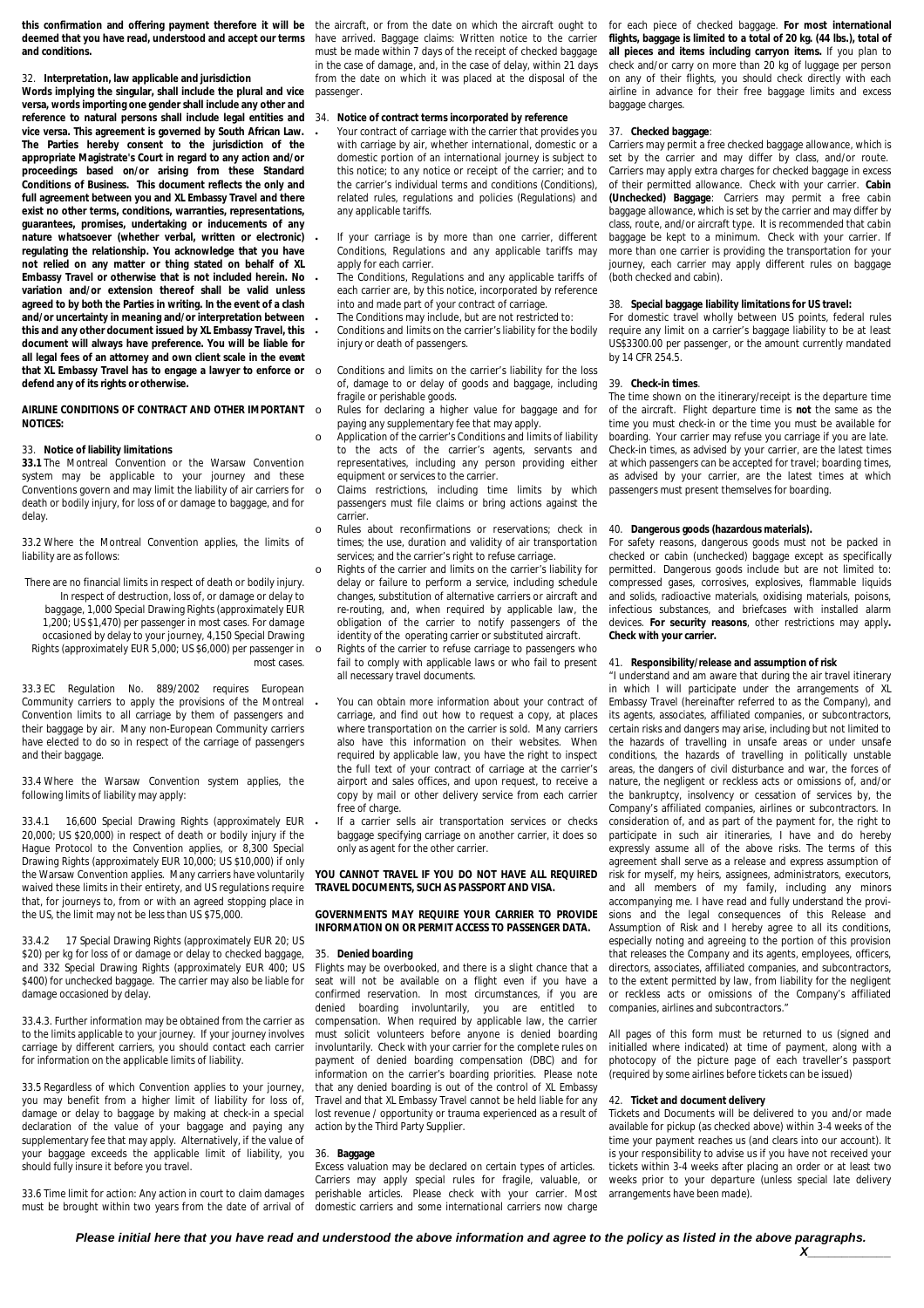**this confirmation and offering payment therefore it will be deemed that you have read, understood and accept our terms and conditions.**

## 32. Interpretation, law applicable and jurisdiction

**Words implying the singular, shall include the plural and vice versa, words importing one gender shall include any other and reference to natural persons shall include legal entities and vice versa. This agreement is governed by South African Law. The Parties hereby consent to the jurisdiction of the appropriate Magistrate's Court in regard to any action and/or proceedings based on/or arising from these Standard Conditions of Business. This document reflects the only and full agreement between you and XL Embassy Travel and there exist no other terms, conditions, warranties, representations, guarantees, promises, undertaking or inducements of any nature whatsoever (whether verbal, written or electronic) regulating the relationship. You acknowledge that you have not relied on any matter or thing stated on behalf of XL Embassy Travel or otherwise that is not included herein. No variation and/or extension thereof shall be valid unless agreed to by both the Parties in writing. In the event of a clash and/or uncertainty in meaning and/or interpretation between this and any other document issued by XL Embassy Travel, this document will always have preference. You will be liable for all legal fees of an attorney and own client scale in the event that XL Embassy Travel has to engage a lawyer to enforce or defend any of its rights or otherwise.**

## AIRLINE CONDITIONS OF CONTRACT AND OTHER IMPORTANT NOTICES:

## 33. Notice of liability limitations

**33.1** The Montreal Convention or the Warsaw Convention system may be applicable to your journey and these Conventions govern and may limit the liability of air carriers for death or bodily injury, for loss of or damage to baggage, and for delay.

33.2 Where the Montreal Convention applies, the limits of liability are as follows:

There are no financial limits in respect of death or bodily injury. In respect of destruction, loss of, or damage or delay to baggage, 1,000 Special Drawing Rights (approximately EUR 1,200; US $1,470) per passenger in most cases. For damage occasioned by delay to your journey, 4,150 Special Drawing Rights (approximately EUR 5,000; US $6,000) per passenger in most cases.

33.3 EC Regulation No. 889/2002 requires European Community carriers to apply the provisions of the Montreal Convention limits to all carriage by them of passengers and their baggage by air. Many non-European Community carriers have elected to do so in respect of the carriage of passengers and their baggage.

33.4 Where the Warsaw Convention system applies, the following limits of liability may apply:

33.4.1 16,600 Special Drawing Rights (approximately EUR 20,000; US $20,000) in respect of death or bodily injury if the Hague Protocol to the Convention applies, or 8,300 Special Drawing Rights (approximately EUR 10,000; US $10,000) if only the Warsaw Convention applies. Many carriers have voluntarily waived these limits in their entirety, and US regulations require that, for journeys to, from or with an agreed stopping place in the US, the limit may not be less than US $75,000.

33.4.2 17 Special Drawing Rights (approximately EUR 20; US $20) per kg for loss of or damage or delay to checked baggage, and 332 Special Drawing Rights (approximately EUR 400; US $400) for unchecked baggage. The carrier may also be liable for damage occasioned by delay.

33.4.3. Further information may be obtained from the carrier as to the limits applicable to your journey. If your journey involves carriage by different carriers, you should contact each carrier for information on the applicable limits of liability.

33.5 Regardless of which Convention applies to your journey, you may benefit from a higher limit of liability for loss of, damage or delay to baggage by making at check-in a special declaration of the value of your baggage and paying any supplementary fee that may apply. Alternatively, if the value of your baggage exceeds the applicable limit of liability, you should fully insure it before you travel.

33.6 Time limit for action: Any action in court to claim damages must be brought within two years from the date of arrival of the aircraft, or from the date on which the aircraft ought to have arrived. Baggage claims: Written notice to the carrier must be made within 7 days of the receipt of checked baggage in the case of damage, and, in the case of delay, within 21 days from the date on which it was placed at the disposal of the passenger.

## 34. Notice of contract terms incorporated by reference

- Your contract of carriage with the carrier that provides you with carriage by air, whether international, domestic or a domestic portion of an international journey is subject to this notice; to any notice or receipt of the carrier; and to the carrier's individual terms and conditions (Conditions), related rules, regulations and policies (Regulations) and any applicable tariffs.
- If your carriage is by more than one carrier, different Conditions, Regulations and any applicable tariffs may apply for each carrier.
- The Conditions, Regulations and any applicable tariffs of each carrier are, by this notice, incorporated by reference into and made part of your contract of carriage.
- The Conditions may include, but are not restricted to:
- Conditions and limits on the carrier's liability for the bodily injury or death of passengers.
  - Conditions and limits on the carrier's liability for the loss of, damage to or delay of goods and baggage, including fragile or perishable goods.
  - Rules for declaring a higher value for baggage and for paying any supplementary fee that may apply.
  - Application of the carrier's Conditions and limits of liability to the acts of the carrier's agents, servants and representatives, including any person providing either equipment or services to the carrier.
  - Claims restrictions, including time limits by which passengers must file claims or bring actions against the carrier.
  - Rules about reconfirmations or reservations; check in times; the use, duration and validity of air transportation services; and the carrier's right to refuse carriage.
  - Rights of the carrier and limits on the carrier's liability for delay or failure to perform a service, including schedule changes, substitution of alternative carriers or aircraft and re-routing, and, when required by applicable law, the obligation of the carrier to notify passengers of the identity of the operating carrier or substituted aircraft.
  - Rights of the carrier to refuse carriage to passengers who fail to comply with applicable laws or who fail to present all necessary travel documents.
- You can obtain more information about your contract of carriage, and find out how to request a copy, at places where transportation on the carrier is sold. Many carriers also have this information on their websites. When required by applicable law, you have the right to inspect the full text of your contract of carriage at the carrier's airport and sales offices, and upon request, to receive a copy by mail or other delivery service from each carrier free of charge.
- If a carrier sells air transportation services or checks baggage specifying carriage on another carrier, it does so only as agent for the other carrier.

**YOU CANNOT TRAVEL IF YOU DO NOT HAVE ALL REQUIRED TRAVEL DOCUMENTS, SUCH AS PASSPORT AND VISA.**

**GOVERNMENTS MAY REQUIRE YOUR CARRIER TO PROVIDE INFORMATION ON OR PERMIT ACCESS TO PASSENGER DATA.**

## 35. Denied boarding

Flights may be overbooked, and there is a slight chance that a seat will not be available on a flight even if you have a confirmed reservation. In most circumstances, if you are denied boarding involuntarily, you are entitled to compensation. When required by applicable law, the carrier must solicit volunteers before anyone is denied boarding involuntarily. Check with your carrier for the complete rules on payment of denied boarding compensation (DBC) and for information on the carrier's boarding priorities. Please note that any denied boarding is out of the control of XL Embassy Travel and that XL Embassy Travel cannot be held liable for any lost revenue / opportunity or trauma experienced as a result of action by the Third Party Supplier.

## 36. Baggage

Excess valuation may be declared on certain types of articles. Carriers may apply special rules for fragile, valuable, or perishable articles. Please check with your carrier. Most domestic carriers and some international carriers now charge for each piece of checked baggage. **For most international flights, baggage is limited to a total of 20 kg. (44 lbs.), total of all pieces and items including carryon items.** If you plan to check and/or carry on more than 20 kg of luggage per person on any of their flights, you should check directly with each airline in advance for their free baggage limits and excess baggage charges.

## 37. Checked baggage:

Carriers may permit a free checked baggage allowance, which is set by the carrier and may differ by class, and/or route. Carriers may apply extra charges for checked baggage in excess of their permitted allowance. Check with your carrier. **Cabin (Unchecked) Baggage**: Carriers may permit a free cabin baggage allowance, which is set by the carrier and may differ by class, route, and/or aircraft type. It is recommended that cabin baggage be kept to a minimum. Check with your carrier. If more than one carrier is providing the transportation for your journey, each carrier may apply different rules on baggage (both checked and cabin).

## 38. Special baggage liability limitations for US travel:

For domestic travel wholly between US points, federal rules require any limit on a carrier's baggage liability to be at least US$3300.00 per passenger, or the amount currently mandated by 14 CFR 254.5.

## 39. Check-in times.

The time shown on the itinerary/receipt is the departure time of the aircraft. Flight departure time is **not** the same as the time you must check-in or the time you must be available for boarding. Your carrier may refuse you carriage if you are late. Check-in times, as advised by your carrier, are the latest times at which passengers can be accepted for travel; boarding times, as advised by your carrier, are the latest times at which passengers must present themselves for boarding.

## 40. Dangerous goods (hazardous materials).

For safety reasons, dangerous goods must not be packed in checked or cabin (unchecked) baggage except as specifically permitted. Dangerous goods include but are not limited to: compressed gases, corrosives, explosives, flammable liquids and solids, radioactive materials, oxidising materials, poisons, infectious substances, and briefcases with installed alarm devices. **For security reasons**, other restrictions may apply**. Check with your carrier.**

## 41. Responsibility/release and assumption of risk

"I understand and am aware that during the air travel itinerary in which I will participate under the arrangements of XL Embassy Travel (hereinafter referred to as the Company), and its agents, associates, affiliated companies, or subcontractors, certain risks and dangers may arise, including but not limited to the hazards of travelling in unsafe areas or under unsafe conditions, the hazards of travelling in politically unstable areas, the dangers of civil disturbance and war, the forces of nature, the negligent or reckless acts or omissions of, and/or the bankruptcy, insolvency or cessation of services by, the Company's affiliated companies, airlines or subcontractors. In consideration of, and as part of the payment for, the right to participate in such air itineraries, I have and do hereby expressly assume all of the above risks. The terms of this agreement shall serve as a release and express assumption of risk for myself, my heirs, assignees, administrators, executors, and all members of my family, including any minors accompanying me. I have read and fully understand the provisions and the legal consequences of this Release and Assumption of Risk and I hereby agree to all its conditions, especially noting and agreeing to the portion of this provision that releases the Company and its agents, employees, officers, directors, associates, affiliated companies, and subcontractors, to the extent permitted by law, from liability for the negligent or reckless acts or omissions of the Company's affiliated companies, airlines and subcontractors."

All pages of this form must be returned to us (signed and initialled where indicated) at time of payment, along with a photocopy of the picture page of each traveller's passport (required by some airlines before tickets can be issued)

## 42. Ticket and document delivery

Tickets and Documents will be delivered to you and/or made available for pickup (as checked above) within 3-4 weeks of the time your payment reaches us (and clears into our account). It is your responsibility to advise us if you have not received your tickets within 3-4 weeks after placing an order or at least two weeks prior to your departure (unless special late delivery arrangements have been made).

***Please initial here that you have read and understood the above information and agree to the policy as listed in the above paragraphs.***

***X***_____________